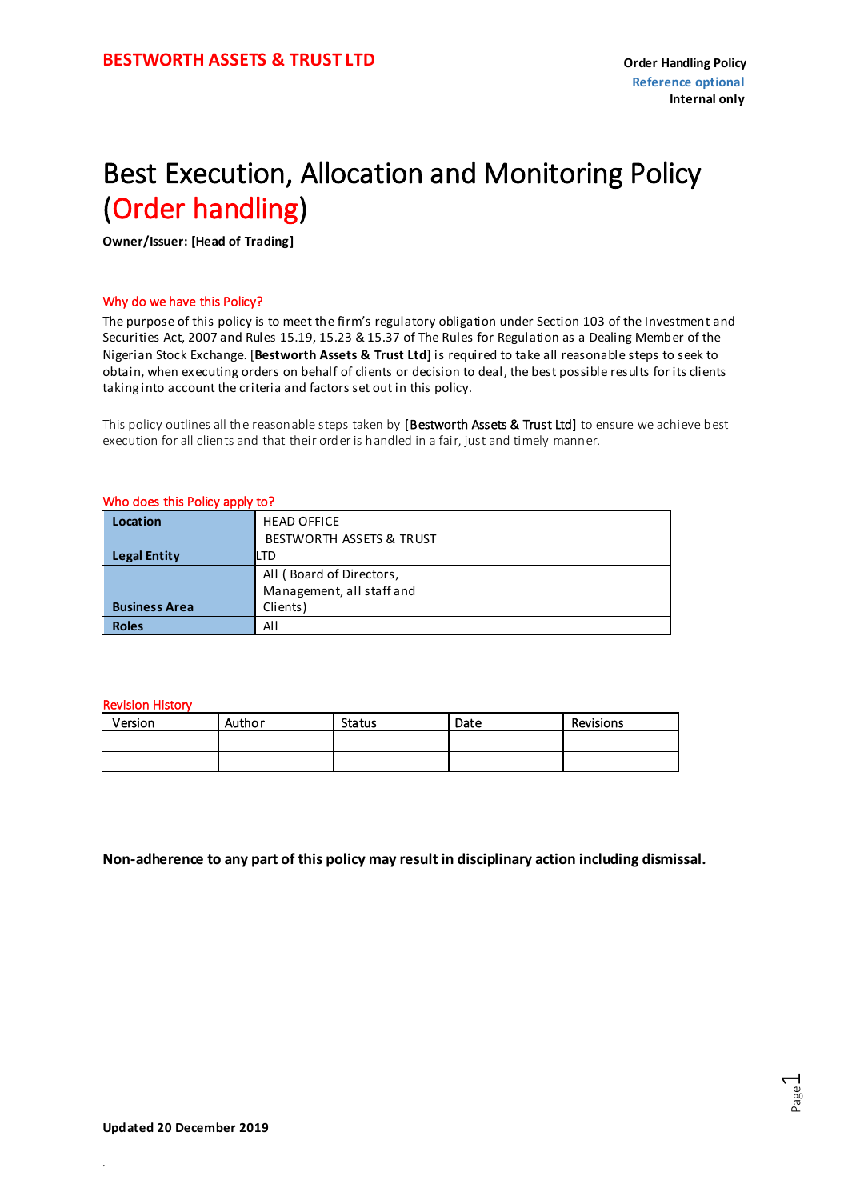**BESTWORTH ASSETS & TRUST LTD**

**Order Handling Policy**
**Reference optional**
**Internal only**

# Best Execution, Allocation and Monitoring Policy (Order handling)

**Owner/Issuer: [Head of Trading]**

## Why do we have this Policy?

The purpose of this policy is to meet the firm's regulatory obligation under Section 103 of the Investment and Securities Act, 2007 and Rules 15.19, 15.23 & 15.37 of The Rules for Regulation as a Dealing Member of the Nigerian Stock Exchange. [**Bestworth Assets & Trust Ltd]** is required to take all reasonable steps to seek to obtain, when executing orders on behalf of clients or decision to deal, the best possible results for its clients taking into account the criteria and factors set out in this policy.

This policy outlines all the reasonable steps taken by [Bestworth Assets & Trust Ltd] to ensure we achieve best execution for all clients and that their order is handled in a fair, just and timely manner.

## Who does this Policy apply to?

| | |
|---|---|
| **Location** | HEAD OFFICE |
| **Legal Entity** | BESTWORTH ASSETS & TRUST LTD |
| **Business Area** | All ( Board of Directors, Management, all staff and Clients) |
| **Roles** | All |

## Revision History

| Version | Author | Status | Date | Revisions |
|---|---|---|---|---|
| | | | | |
| | | | | |

**Non-adherence to any part of this policy may result in disciplinary action including dismissal.**

**Updated 20 December 2019**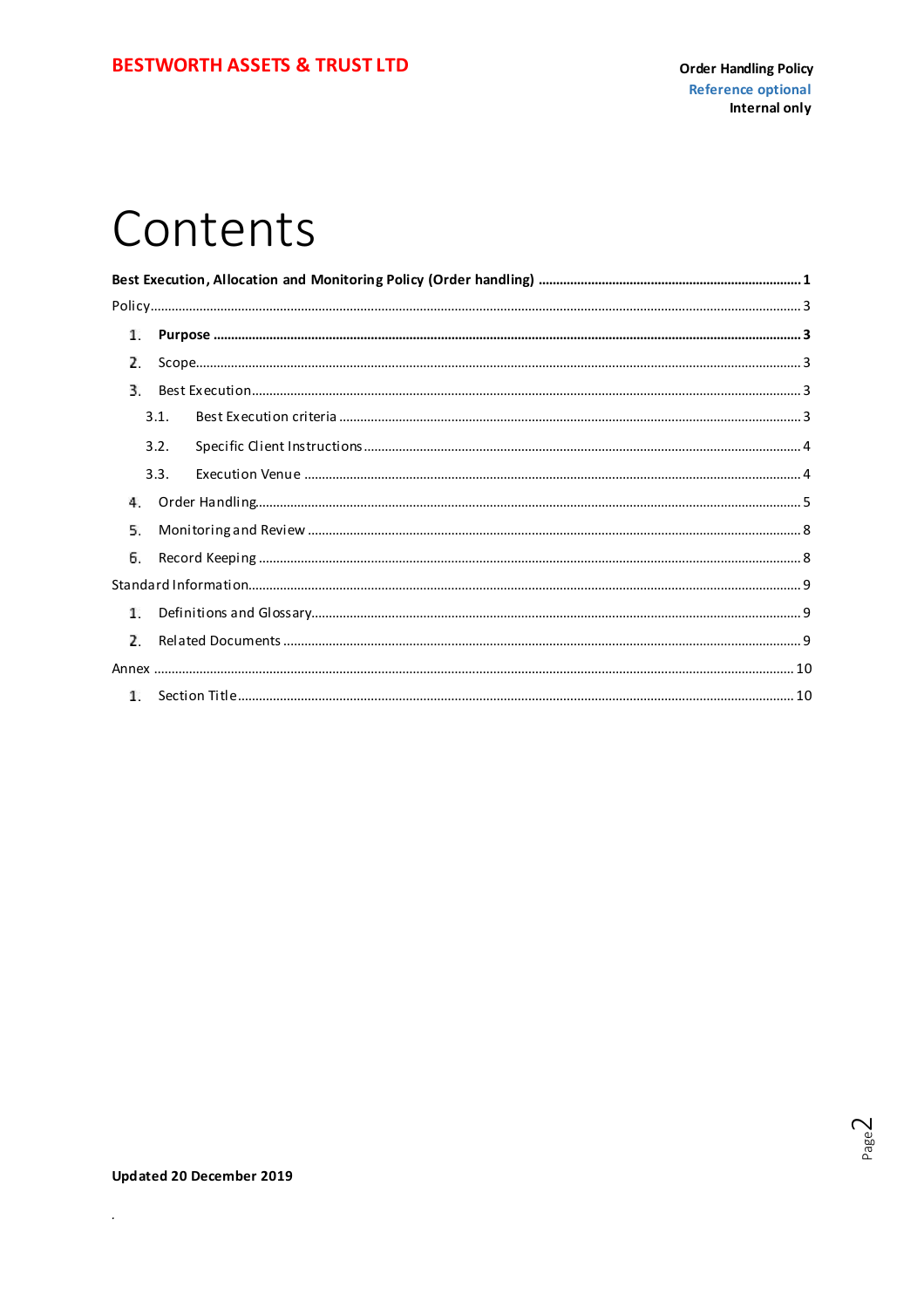# Contents

**Best Execution, Allocation and Monitoring Policy (Order handling) ........................................................................ 1**

Policy.......................................................................................................................................................................... 3

1. **Purpose ......................................................................................................................................................... 3**
2. Scope........................................................................................................................................................... 3
3. Best Execution.............................................................................................................................................. 3
   - 3.1. Best Execution criteria ....................................................................................................................... 3
   - 3.2. Specific Client Instructions ............................................................................................................... 4
   - 3.3. Execution Venue ................................................................................................................................ 4
4. Order Handling.............................................................................................................................................. 5
5. Monitoring and Review ................................................................................................................................ 8
6. Record Keeping ............................................................................................................................................ 8

Standard Information................................................................................................................................................ 9

1. Definitions and Glossary............................................................................................................................... 9
2. Related Documents ...................................................................................................................................... 9

Annex ........................................................................................................................................................................ 10

1. Section Title................................................................................................................................................. 10

**Updated 20 December 2019**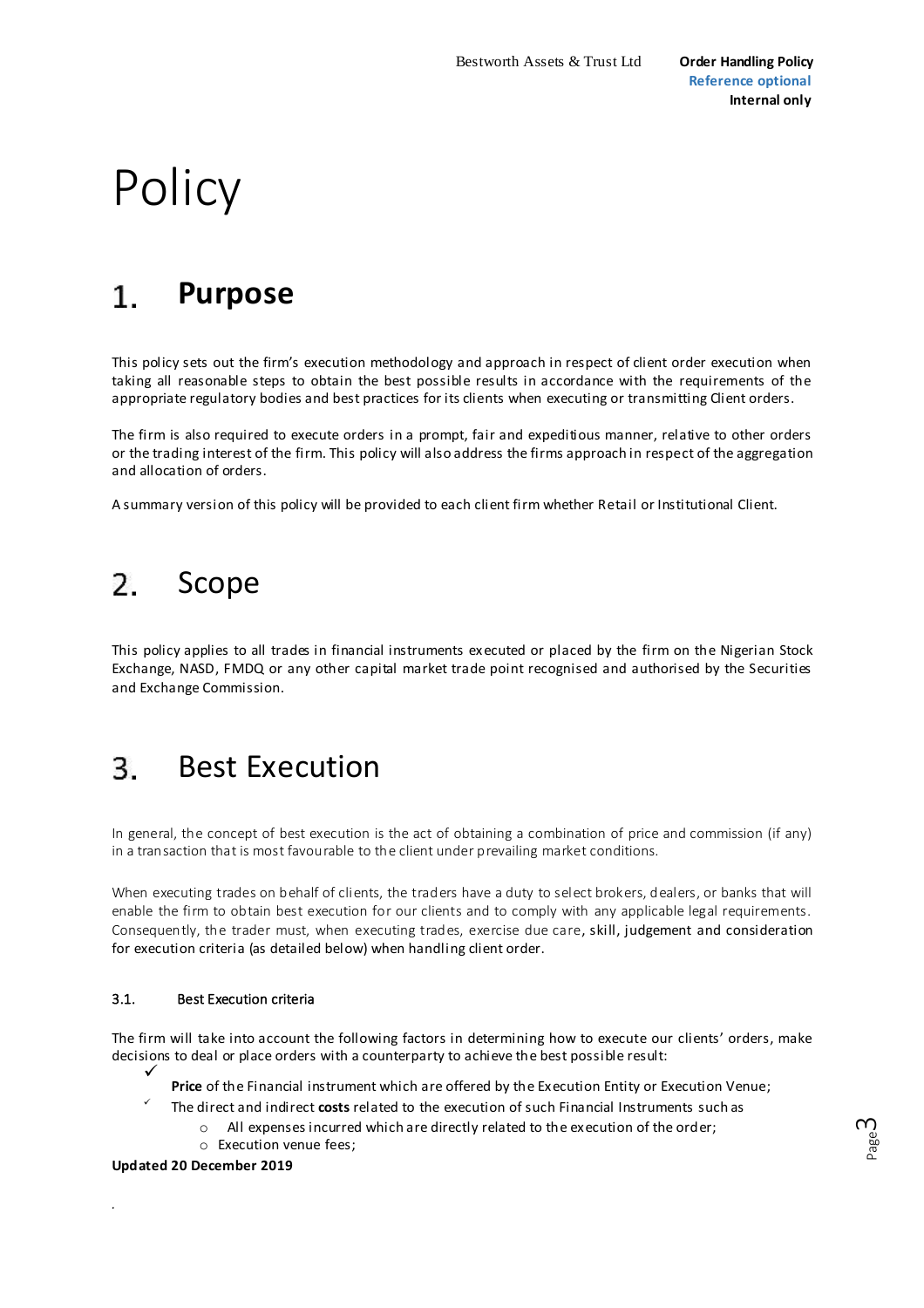# Policy

## 1. Purpose

This policy sets out the firm's execution methodology and approach in respect of client order execution when taking all reasonable steps to obtain the best possible results in accordance with the requirements of the appropriate regulatory bodies and best practices for its clients when executing or transmitting Client orders.

The firm is also required to execute orders in a prompt, fair and expeditious manner, relative to other orders or the trading interest of the firm. This policy will also address the firms approach in respect of the aggregation and allocation of orders.

A summary version of this policy will be provided to each client firm whether Retail or Institutional Client.

## 2. Scope

This policy applies to all trades in financial instruments executed or placed by the firm on the Nigerian Stock Exchange, NASD, FMDQ or any other capital market trade point recognised and authorised by the Securities and Exchange Commission.

## 3. Best Execution

In general, the concept of best execution is the act of obtaining a combination of price and commission (if any) in a transaction that is most favourable to the client under prevailing market conditions.

When executing trades on behalf of clients, the traders have a duty to select brokers, dealers, or banks that will enable the firm to obtain best execution for our clients and to comply with any applicable legal requirements. Consequently, the trader must, when executing trades, exercise due care, skill, judgement and consideration for execution criteria (as detailed below) when handling client order.

### 3.1. Best Execution criteria

The firm will take into account the following factors in determining how to execute our clients' orders, make decisions to deal or place orders with a counterparty to achieve the best possible result:

- ✓ **Price** of the Financial instrument which are offered by the Execution Entity or Execution Venue;
- ✓ The direct and indirect **costs** related to the execution of such Financial Instruments such as
  - All expenses incurred which are directly related to the execution of the order;
  - Execution venue fees;

**Updated 20 December 2019**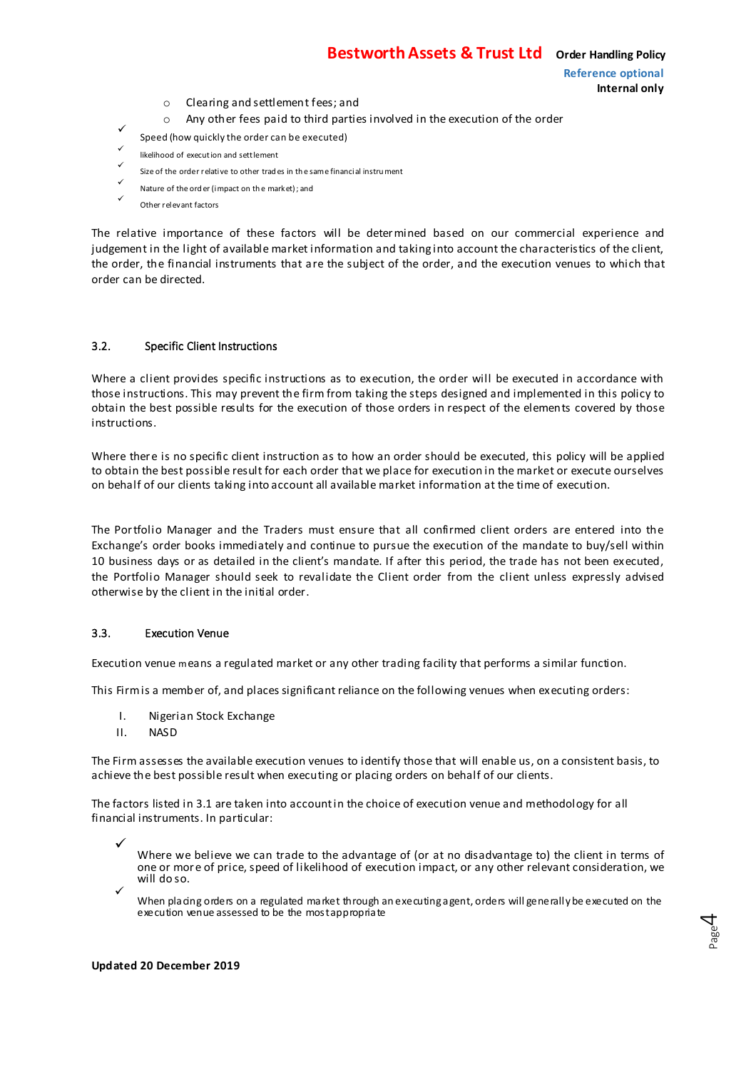- Clearing and settlement fees; and
- Any other fees paid to third parties involved in the execution of the order

✓ Speed (how quickly the order can be executed)

✓ likelihood of execution and settlement

✓ Size of the order relative to other trades in the same financial instrument

✓ Nature of the order (impact on the market); and

✓ Other relevant factors

The relative importance of these factors will be determined based on our commercial experience and judgement in the light of available market information and taking into account the characteristics of the client, the order, the financial instruments that are the subject of the order, and the execution venues to which that order can be directed.

### 3.2. Specific Client Instructions

Where a client provides specific instructions as to execution, the order will be executed in accordance with those instructions. This may prevent the firm from taking the steps designed and implemented in this policy to obtain the best possible results for the execution of those orders in respect of the elements covered by those instructions.

Where there is no specific client instruction as to how an order should be executed, this policy will be applied to obtain the best possible result for each order that we place for execution in the market or execute ourselves on behalf of our clients taking into account all available market information at the time of execution.

The Portfolio Manager and the Traders must ensure that all confirmed client orders are entered into the Exchange's order books immediately and continue to pursue the execution of the mandate to buy/sell within 10 business days or as detailed in the client's mandate. If after this period, the trade has not been executed, the Portfolio Manager should seek to revalidate the Client order from the client unless expressly advised otherwise by the client in the initial order.

### 3.3. Execution Venue

Execution venue means a regulated market or any other trading facility that performs a similar function.

This Firm is a member of, and places significant reliance on the following venues when executing orders:

I. Nigerian Stock Exchange
II. NASD

The Firm assesses the available execution venues to identify those that will enable us, on a consistent basis, to achieve the best possible result when executing or placing orders on behalf of our clients.

The factors listed in 3.1 are taken into account in the choice of execution venue and methodology for all financial instruments. In particular:

✓ Where we believe we can trade to the advantage of (or at no disadvantage to) the client in terms of one or more of price, speed of likelihood of execution impact, or any other relevant consideration, we will do so.

✓ When placing orders on a regulated market through an executing agent, orders will generally be executed on the execution venue assessed to be the most appropriate

**Updated 20 December 2019**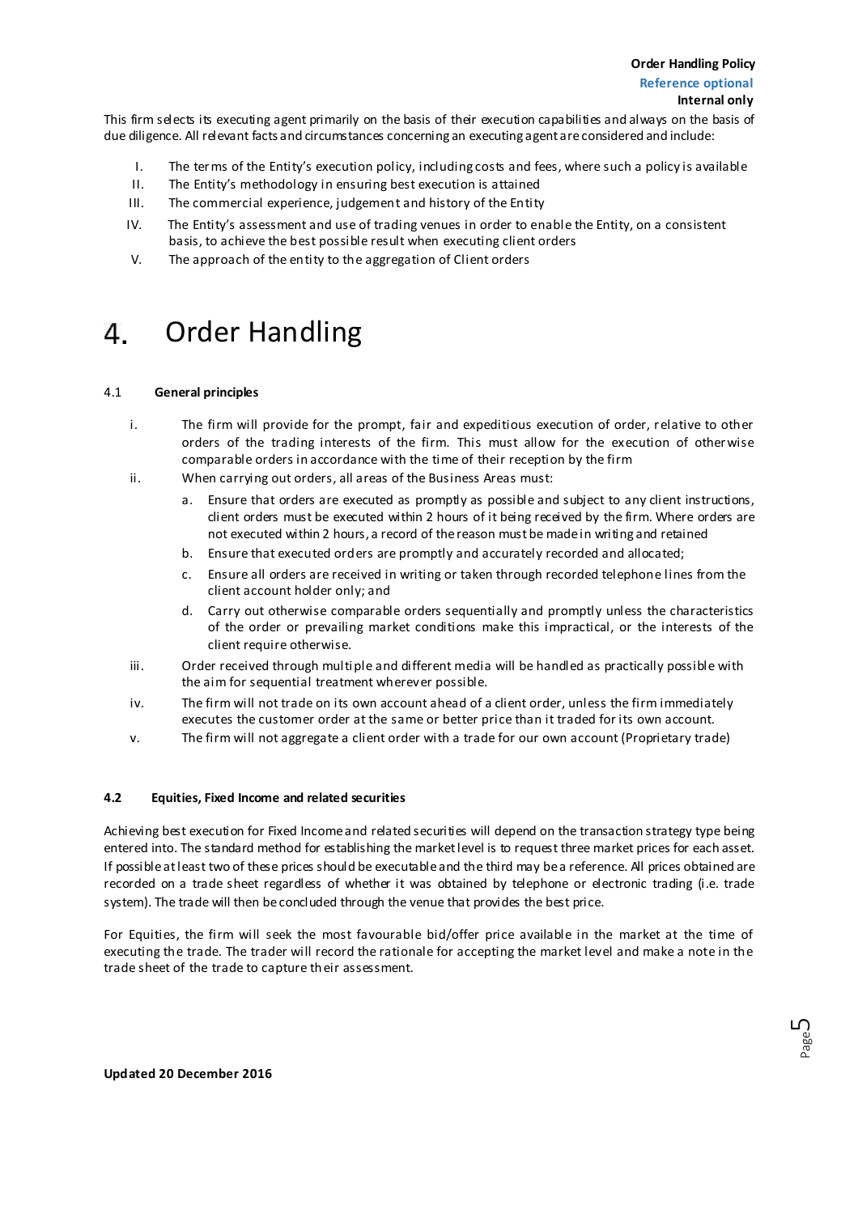This firm selects its executing agent primarily on the basis of their execution capabilities and always on the basis of due diligence. All relevant facts and circumstances concerning an executing agent are considered and include:

I. The terms of the Entity's execution policy, including costs and fees, where such a policy is available
II. The Entity's methodology in ensuring best execution is attained
III. The commercial experience, judgement and history of the Entity
IV. The Entity's assessment and use of trading venues in order to enable the Entity, on a consistent basis, to achieve the best possible result when executing client orders
V. The approach of the entity to the aggregation of Client orders

# 4. Order Handling

### 4.1 General principles

i. The firm will provide for the prompt, fair and expeditious execution of order, relative to other orders of the trading interests of the firm. This must allow for the execution of otherwise comparable orders in accordance with the time of their reception by the firm

ii. When carrying out orders, all areas of the Business Areas must:

   a. Ensure that orders are executed as promptly as possible and subject to any client instructions, client orders must be executed within 2 hours of it being received by the firm. Where orders are not executed within 2 hours, a record of the reason must be made in writing and retained

   b. Ensure that executed orders are promptly and accurately recorded and allocated;

   c. Ensure all orders are received in writing or taken through recorded telephone lines from the client account holder only; and

   d. Carry out otherwise comparable orders sequentially and promptly unless the characteristics of the order or prevailing market conditions make this impractical, or the interests of the client require otherwise.

iii. Order received through multiple and different media will be handled as practically possible with the aim for sequential treatment wherever possible.

iv. The firm will not trade on its own account ahead of a client order, unless the firm immediately executes the customer order at the same or better price than it traded for its own account.

v. The firm will not aggregate a client order with a trade for our own account (Proprietary trade)

### 4.2 Equities, Fixed Income and related securities

Achieving best execution for Fixed Income and related securities will depend on the transaction strategy type being entered into. The standard method for establishing the market level is to request three market prices for each asset. If possible at least two of these prices should be executable and the third may be a reference. All prices obtained are recorded on a trade sheet regardless of whether it was obtained by telephone or electronic trading (i.e. trade system). The trade will then be concluded through the venue that provides the best price.

For Equities, the firm will seek the most favourable bid/offer price available in the market at the time of executing the trade. The trader will record the rationale for accepting the market level and make a note in the trade sheet of the trade to capture their assessment.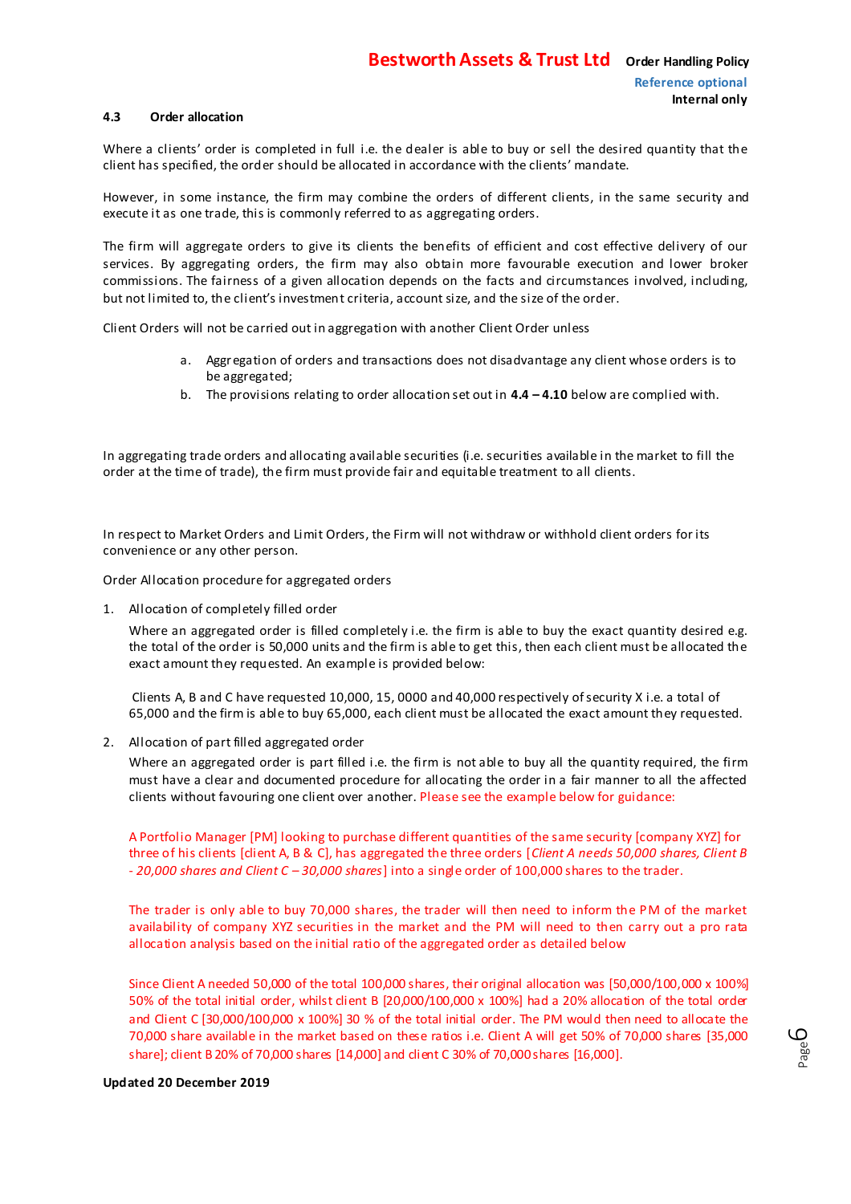### 4.3 Order allocation

Where a clients' order is completed in full i.e. the dealer is able to buy or sell the desired quantity that the client has specified, the order should be allocated in accordance with the clients' mandate.

However, in some instance, the firm may combine the orders of different clients, in the same security and execute it as one trade, this is commonly referred to as aggregating orders.

The firm will aggregate orders to give its clients the benefits of efficient and cost effective delivery of our services. By aggregating orders, the firm may also obtain more favourable execution and lower broker commissions. The fairness of a given allocation depends on the facts and circumstances involved, including, but not limited to, the client's investment criteria, account size, and the size of the order.

Client Orders will not be carried out in aggregation with another Client Order unless

a. Aggregation of orders and transactions does not disadvantage any client whose orders is to be aggregated;
b. The provisions relating to order allocation set out in **4.4 – 4.10** below are complied with.

In aggregating trade orders and allocating available securities (i.e. securities available in the market to fill the order at the time of trade), the firm must provide fair and equitable treatment to all clients.

In respect to Market Orders and Limit Orders, the Firm will not withdraw or withhold client orders for its convenience or any other person.

Order Allocation procedure for aggregated orders

1. Allocation of completely filled order

   Where an aggregated order is filled completely i.e. the firm is able to buy the exact quantity desired e.g. the total of the order is 50,000 units and the firm is able to get this, then each client must be allocated the exact amount they requested. An example is provided below:

   Clients A, B and C have requested 10,000, 15, 0000 and 40,000 respectively of security X i.e. a total of 65,000 and the firm is able to buy 65,000, each client must be allocated the exact amount they requested.

2. Allocation of part filled aggregated order

   Where an aggregated order is part filled i.e. the firm is not able to buy all the quantity required, the firm must have a clear and documented procedure for allocating the order in a fair manner to all the affected clients without favouring one client over another. Please see the example below for guidance:

   A Portfolio Manager [PM] looking to purchase different quantities of the same security [company XYZ] for three of his clients [client A, B & C], has aggregated the three orders [*Client A needs 50,000 shares, Client B - 20,000 shares and Client C – 30,000 shares*] into a single order of 100,000 shares to the trader.

   The trader is only able to buy 70,000 shares, the trader will then need to inform the PM of the market availability of company XYZ securities in the market and the PM will need to then carry out a pro rata allocation analysis based on the initial ratio of the aggregated order as detailed below

   Since Client A needed 50,000 of the total 100,000 shares, their original allocation was [50,000/100,000 x 100%] 50% of the total initial order, whilst client B [20,000/100,000 x 100%] had a 20% allocation of the total order and Client C [30,000/100,000 x 100%] 30 % of the total initial order. The PM would then need to allocate the 70,000 share available in the market based on these ratios i.e. Client A will get 50% of 70,000 shares [35,000 share]; client B 20% of 70,000 shares [14,000] and client C 30% of 70,000 shares [16,000].

**Updated 20 December 2019**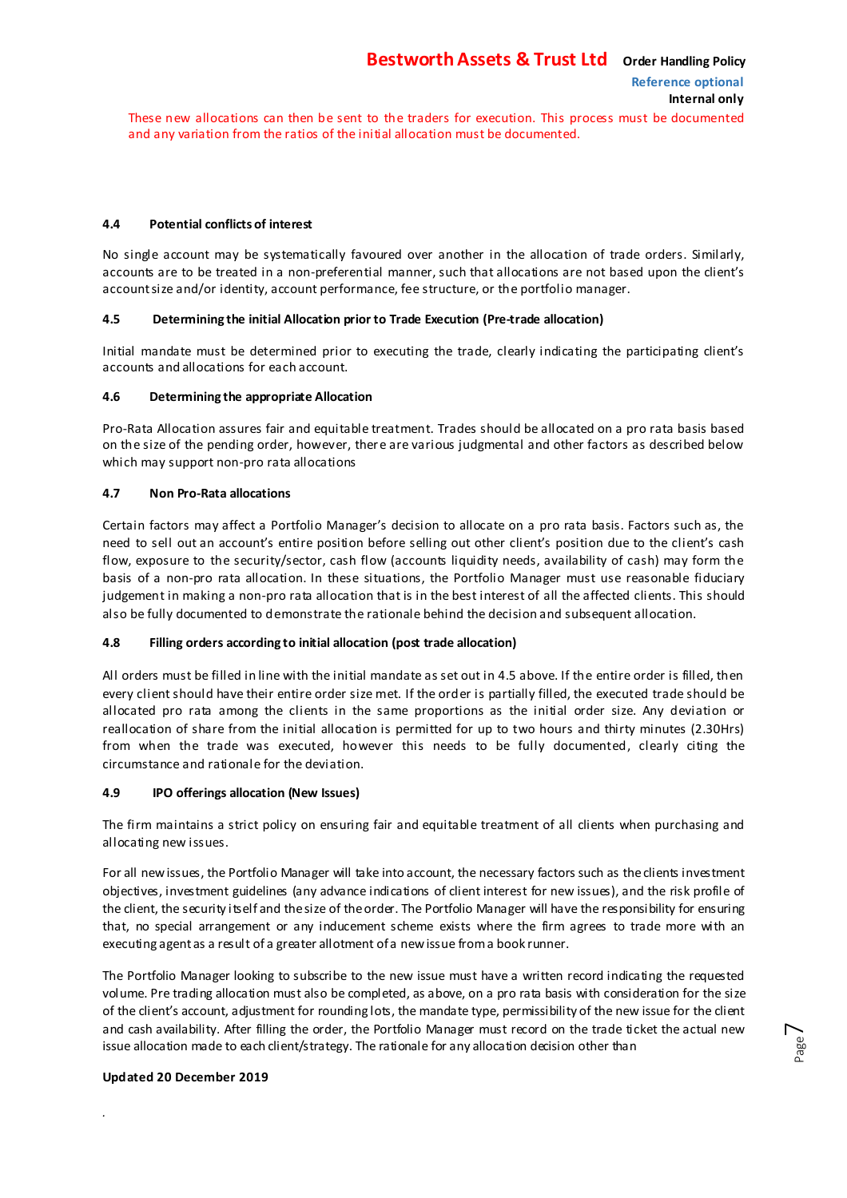These new allocations can then be sent to the traders for execution. This process must be documented and any variation from the ratios of the initial allocation must be documented.

### 4.4 Potential conflicts of interest

No single account may be systematically favoured over another in the allocation of trade orders. Similarly, accounts are to be treated in a non-preferential manner, such that allocations are not based upon the client's account size and/or identity, account performance, fee structure, or the portfolio manager.

### 4.5 Determining the initial Allocation prior to Trade Execution (Pre-trade allocation)

Initial mandate must be determined prior to executing the trade, clearly indicating the participating client's accounts and allocations for each account.

### 4.6 Determining the appropriate Allocation

Pro-Rata Allocation assures fair and equitable treatment. Trades should be allocated on a pro rata basis based on the size of the pending order, however, there are various judgmental and other factors as described below which may support non-pro rata allocations

### 4.7 Non Pro-Rata allocations

Certain factors may affect a Portfolio Manager's decision to allocate on a pro rata basis. Factors such as, the need to sell out an account's entire position before selling out other client's position due to the client's cash flow, exposure to the security/sector, cash flow (accounts liquidity needs, availability of cash) may form the basis of a non-pro rata allocation. In these situations, the Portfolio Manager must use reasonable fiduciary judgement in making a non-pro rata allocation that is in the best interest of all the affected clients. This should also be fully documented to demonstrate the rationale behind the decision and subsequent allocation.

### 4.8 Filling orders according to initial allocation (post trade allocation)

All orders must be filled in line with the initial mandate as set out in 4.5 above. If the entire order is filled, then every client should have their entire order size met. If the order is partially filled, the executed trade should be allocated pro rata among the clients in the same proportions as the initial order size. Any deviation or reallocation of share from the initial allocation is permitted for up to two hours and thirty minutes (2.30Hrs) from when the trade was executed, however this needs to be fully documented, clearly citing the circumstance and rationale for the deviation.

### 4.9 IPO offerings allocation (New Issues)

The firm maintains a strict policy on ensuring fair and equitable treatment of all clients when purchasing and allocating new issues.

For all new issues, the Portfolio Manager will take into account, the necessary factors such as the clients investment objectives, investment guidelines (any advance indications of client interest for new issues), and the risk profile of the client, the security itself and the size of the order. The Portfolio Manager will have the responsibility for ensuring that, no special arrangement or any inducement scheme exists where the firm agrees to trade more with an executing agent as a result of a greater allotment of a new issue from a book runner.

The Portfolio Manager looking to subscribe to the new issue must have a written record indicating the requested volume. Pre trading allocation must also be completed, as above, on a pro rata basis with consideration for the size of the client's account, adjustment for rounding lots, the mandate type, permissibility of the new issue for the client and cash availability. After filling the order, the Portfolio Manager must record on the trade ticket the actual new issue allocation made to each client/strategy. The rationale for any allocation decision other than

**Updated 20 December 2019**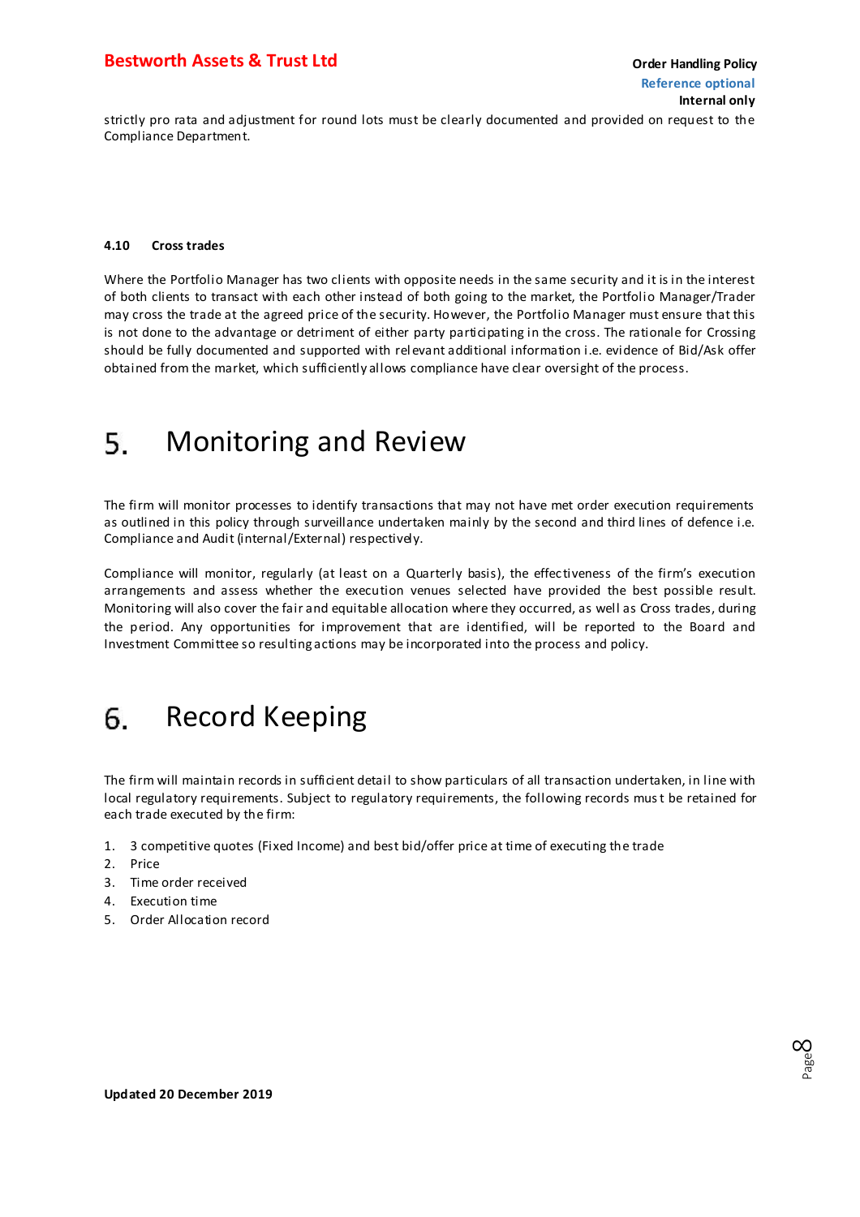strictly pro rata and adjustment for round lots must be clearly documented and provided on request to the Compliance Department.

### 4.10 Cross trades

Where the Portfolio Manager has two clients with opposite needs in the same security and it is in the interest of both clients to transact with each other instead of both going to the market, the Portfolio Manager/Trader may cross the trade at the agreed price of the security. However, the Portfolio Manager must ensure that this is not done to the advantage or detriment of either party participating in the cross. The rationale for Crossing should be fully documented and supported with relevant additional information i.e. evidence of Bid/Ask offer obtained from the market, which sufficiently allows compliance have clear oversight of the process.

# 5. Monitoring and Review

The firm will monitor processes to identify transactions that may not have met order execution requirements as outlined in this policy through surveillance undertaken mainly by the second and third lines of defence i.e. Compliance and Audit (internal/External) respectively.

Compliance will monitor, regularly (at least on a Quarterly basis), the effectiveness of the firm's execution arrangements and assess whether the execution venues selected have provided the best possible result. Monitoring will also cover the fair and equitable allocation where they occurred, as well as Cross trades, during the period. Any opportunities for improvement that are identified, will be reported to the Board and Investment Committee so resulting actions may be incorporated into the process and policy.

# 6. Record Keeping

The firm will maintain records in sufficient detail to show particulars of all transaction undertaken, in line with local regulatory requirements. Subject to regulatory requirements, the following records must be retained for each trade executed by the firm:

1. 3 competitive quotes (Fixed Income) and best bid/offer price at time of executing the trade
2. Price
3. Time order received
4. Execution time
5. Order Allocation record

**Updated 20 December 2019**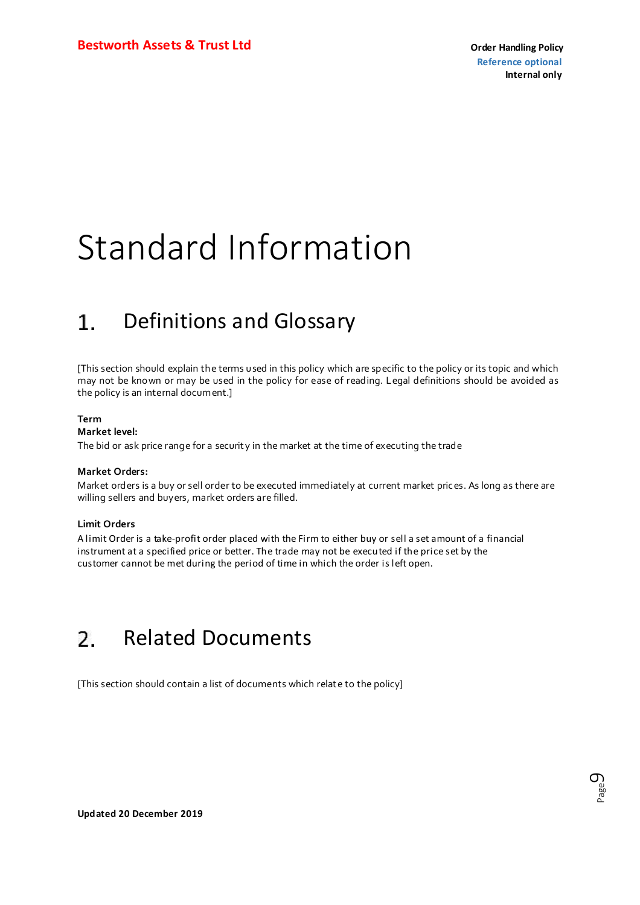# Standard Information

## 1. Definitions and Glossary

[This section should explain the terms used in this policy which are specific to the policy or its topic and which may not be known or may be used in the policy for ease of reading. Legal definitions should be avoided as the policy is an internal document.]

**Term**

**Market level:**

The bid or ask price range for a security in the market at the time of executing the trade

**Market Orders:**

Market orders is a buy or sell order to be executed immediately at current market prices. As long as there are willing sellers and buyers, market orders are filled.

**Limit Orders**

A limit Order is a take-profit order placed with the Firm to either buy or sell a set amount of a financial instrument at a specified price or better. The trade may not be executed if the price set by the customer cannot be met during the period of time in which the order is left open.

## 2. Related Documents

[This section should contain a list of documents which relate to the policy]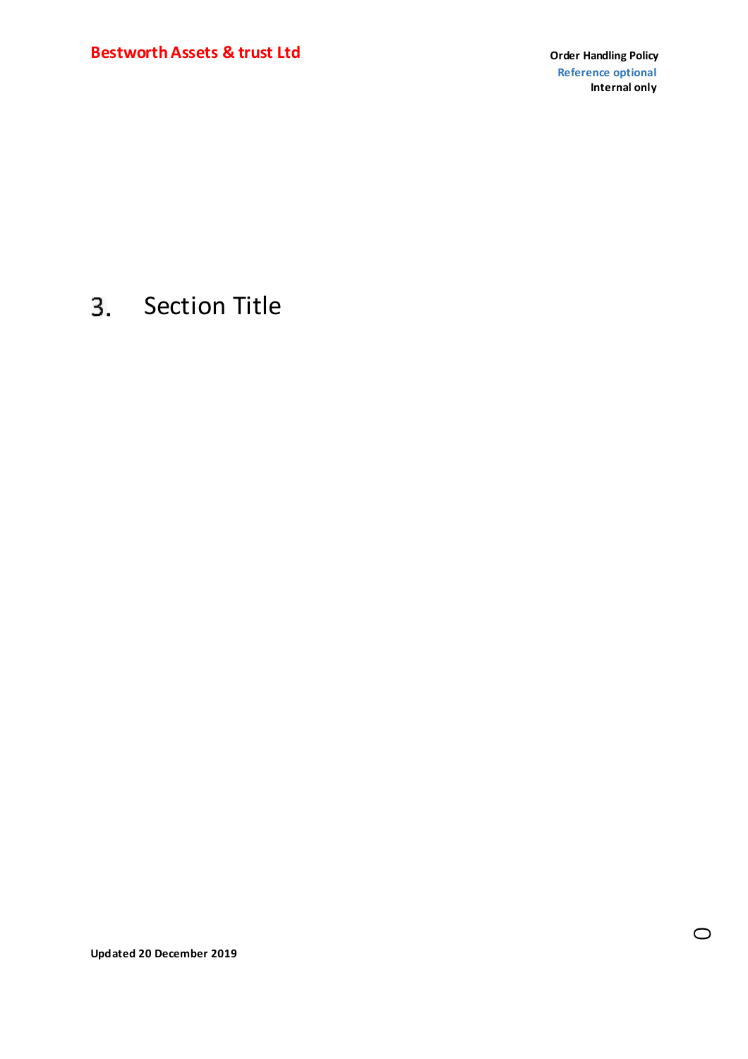# 3. Section Title